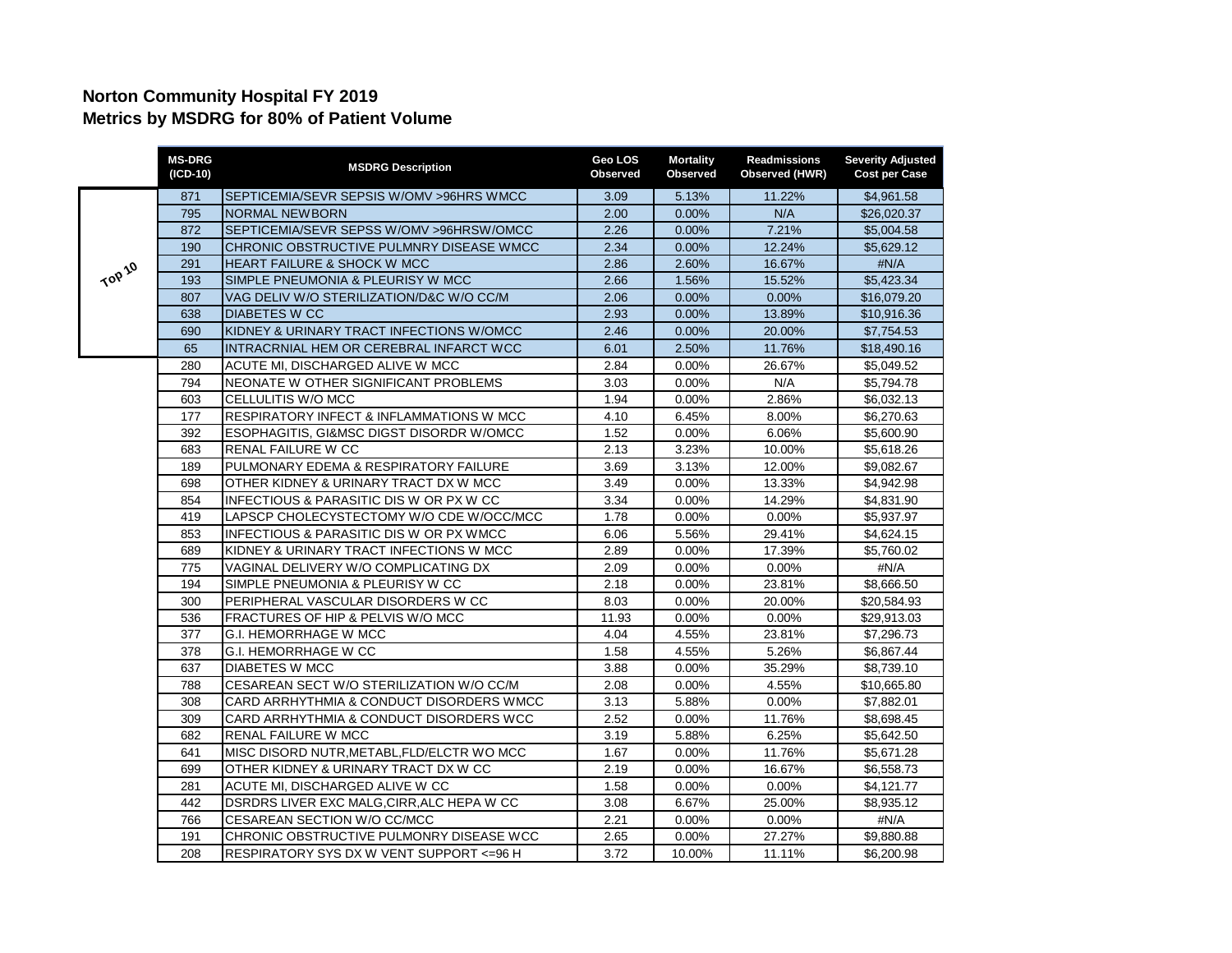## Norton Community Hospital FY 2019
## Metrics by MSDRG for 80% of Patient Volume

| | MS-DRG (ICD-10) | MSDRG Description | Geo LOS Observed | Mortality Observed | Readmissions Observed (HWR) | Severity Adjusted Cost per Case |
|---|---|---|---|---|---|---|
| Top 10 | 871 | SEPTICEMIA/SEVR SEPSIS W/OMV >96HRS WMCC | 3.09 | 5.13% | 11.22% | $4,961.58 |
| | 795 | NORMAL NEWBORN | 2.00 | 0.00% | N/A | $26,020.37 |
| | 872 | SEPTICEMIA/SEVR SEPSS W/OMV >96HRSW/OMCC | 2.26 | 0.00% | 7.21% | $5,004.58 |
| | 190 | CHRONIC OBSTRUCTIVE PULMNRY DISEASE WMCC | 2.34 | 0.00% | 12.24% | $5,629.12 |
| | 291 | HEART FAILURE & SHOCK W MCC | 2.86 | 2.60% | 16.67% | #N/A |
| | 193 | SIMPLE PNEUMONIA & PLEURISY W MCC | 2.66 | 1.56% | 15.52% | $5,423.34 |
| | 807 | VAG DELIV W/O STERILIZATION/D&C W/O CC/M | 2.06 | 0.00% | 0.00% | $16,079.20 |
| | 638 | DIABETES W CC | 2.93 | 0.00% | 13.89% | $10,916.36 |
| | 690 | KIDNEY & URINARY TRACT INFECTIONS W/OMCC | 2.46 | 0.00% | 20.00% | $7,754.53 |
| | 65 | INTRACRNIAL HEM OR CEREBRAL INFARCT WCC | 6.01 | 2.50% | 11.76% | $18,490.16 |
| | 280 | ACUTE MI, DISCHARGED ALIVE W MCC | 2.84 | 0.00% | 26.67% | $5,049.52 |
| | 794 | NEONATE W OTHER SIGNIFICANT PROBLEMS | 3.03 | 0.00% | N/A | $5,794.78 |
| | 603 | CELLULITIS W/O MCC | 1.94 | 0.00% | 2.86% | $6,032.13 |
| | 177 | RESPIRATORY INFECT & INFLAMMATIONS W MCC | 4.10 | 6.45% | 8.00% | $6,270.63 |
| | 392 | ESOPHAGITIS, GI&MSC DIGST DISORDR W/OMCC | 1.52 | 0.00% | 6.06% | $5,600.90 |
| | 683 | RENAL FAILURE W CC | 2.13 | 3.23% | 10.00% | $5,618.26 |
| | 189 | PULMONARY EDEMA & RESPIRATORY FAILURE | 3.69 | 3.13% | 12.00% | $9,082.67 |
| | 698 | OTHER KIDNEY & URINARY TRACT DX W MCC | 3.49 | 0.00% | 13.33% | $4,942.98 |
| | 854 | INFECTIOUS & PARASITIC DIS W OR PX W CC | 3.34 | 0.00% | 14.29% | $4,831.90 |
| | 419 | LAPSCP CHOLECYSTECTOMY W/O CDE W/OCC/MCC | 1.78 | 0.00% | 0.00% | $5,937.97 |
| | 853 | INFECTIOUS & PARASITIC DIS W OR PX WMCC | 6.06 | 5.56% | 29.41% | $4,624.15 |
| | 689 | KIDNEY & URINARY TRACT INFECTIONS W MCC | 2.89 | 0.00% | 17.39% | $5,760.02 |
| | 775 | VAGINAL DELIVERY W/O COMPLICATING DX | 2.09 | 0.00% | 0.00% | #N/A |
| | 194 | SIMPLE PNEUMONIA & PLEURISY W CC | 2.18 | 0.00% | 23.81% | $8,666.50 |
| | 300 | PERIPHERAL VASCULAR DISORDERS W CC | 8.03 | 0.00% | 20.00% | $20,584.93 |
| | 536 | FRACTURES OF HIP & PELVIS W/O MCC | 11.93 | 0.00% | 0.00% | $29,913.03 |
| | 377 | G.I. HEMORRHAGE W MCC | 4.04 | 4.55% | 23.81% | $7,296.73 |
| | 378 | G.I. HEMORRHAGE W CC | 1.58 | 4.55% | 5.26% | $6,867.44 |
| | 637 | DIABETES W MCC | 3.88 | 0.00% | 35.29% | $8,739.10 |
| | 788 | CESAREAN SECT W/O STERILIZATION W/O CC/M | 2.08 | 0.00% | 4.55% | $10,665.80 |
| | 308 | CARD ARRHYTHMIA & CONDUCT DISORDERS WMCC | 3.13 | 5.88% | 0.00% | $7,882.01 |
| | 309 | CARD ARRHYTHMIA & CONDUCT DISORDERS WCC | 2.52 | 0.00% | 11.76% | $8,698.45 |
| | 682 | RENAL FAILURE W MCC | 3.19 | 5.88% | 6.25% | $5,642.50 |
| | 641 | MISC DISORD NUTR,METABL,FLD/ELCTR WO MCC | 1.67 | 0.00% | 11.76% | $5,671.28 |
| | 699 | OTHER KIDNEY & URINARY TRACT DX W CC | 2.19 | 0.00% | 16.67% | $6,558.73 |
| | 281 | ACUTE MI, DISCHARGED ALIVE W CC | 1.58 | 0.00% | 0.00% | $4,121.77 |
| | 442 | DSRDRS LIVER EXC MALG,CIRR,ALC HEPA W CC | 3.08 | 6.67% | 25.00% | $8,935.12 |
| | 766 | CESAREAN SECTION W/O CC/MCC | 2.21 | 0.00% | 0.00% | #N/A |
| | 191 | CHRONIC OBSTRUCTIVE PULMONRY DISEASE WCC | 2.65 | 0.00% | 27.27% | $9,880.88 |
| | 208 | RESPIRATORY SYS DX W VENT SUPPORT <=96 H | 3.72 | 10.00% | 11.11% | $6,200.98 |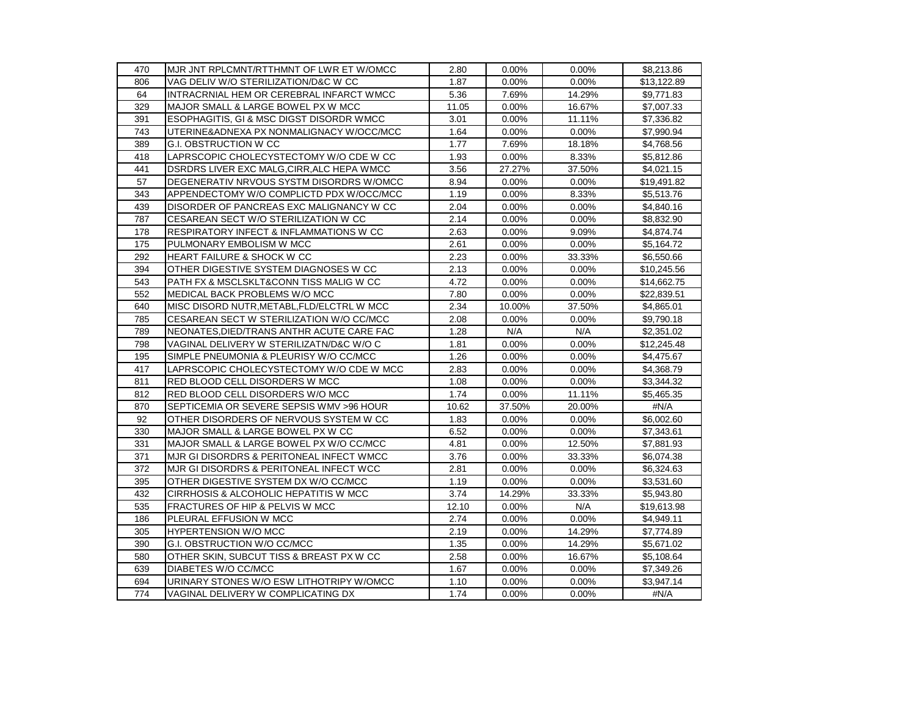| | | | | | |
|---|---|---|---|---|---|
| 470 | MJR JNT RPLCMNT/RTTHMNT OF LWR ET W/OMCC | 2.80 | 0.00% | 0.00% | $8,213.86 |
| 806 | VAG DELIV W/O STERILIZATION/D&C W CC | 1.87 | 0.00% | 0.00% | $13,122.89 |
| 64 | INTRACRNIAL HEM OR CEREBRAL INFARCT WMCC | 5.36 | 7.69% | 14.29% | $9,771.83 |
| 329 | MAJOR SMALL & LARGE BOWEL PX W MCC | 11.05 | 0.00% | 16.67% | $7,007.33 |
| 391 | ESOPHAGITIS, GI & MSC DIGST DISORDR WMCC | 3.01 | 0.00% | 11.11% | $7,336.82 |
| 743 | UTERINE&ADNEXA PX NONMALIGNACY W/OCC/MCC | 1.64 | 0.00% | 0.00% | $7,990.94 |
| 389 | G.I. OBSTRUCTION W CC | 1.77 | 7.69% | 18.18% | $4,768.56 |
| 418 | LAPRSCOPIC CHOLECYSTECTOMY W/O CDE W CC | 1.93 | 0.00% | 8.33% | $5,812.86 |
| 441 | DSRDRS LIVER EXC MALG,CIRR,ALC HEPA WMCC | 3.56 | 27.27% | 37.50% | $4,021.15 |
| 57 | DEGENERATIV NRVOUS SYSTM DISORDRS W/OMCC | 8.94 | 0.00% | 0.00% | $19,491.82 |
| 343 | APPENDECTOMY W/O COMPLICTD PDX W/OCC/MCC | 1.19 | 0.00% | 8.33% | $5,513.76 |
| 439 | DISORDER OF PANCREAS EXC MALIGNANCY W CC | 2.04 | 0.00% | 0.00% | $4,840.16 |
| 787 | CESAREAN SECT W/O STERILIZATION W CC | 2.14 | 0.00% | 0.00% | $8,832.90 |
| 178 | RESPIRATORY INFECT & INFLAMMATIONS W CC | 2.63 | 0.00% | 9.09% | $4,874.74 |
| 175 | PULMONARY EMBOLISM W MCC | 2.61 | 0.00% | 0.00% | $5,164.72 |
| 292 | HEART FAILURE & SHOCK W CC | 2.23 | 0.00% | 33.33% | $6,550.66 |
| 394 | OTHER DIGESTIVE SYSTEM DIAGNOSES W CC | 2.13 | 0.00% | 0.00% | $10,245.56 |
| 543 | PATH FX & MSCLSKLT&CONN TISS MALIG W CC | 4.72 | 0.00% | 0.00% | $14,662.75 |
| 552 | MEDICAL BACK PROBLEMS W/O MCC | 7.80 | 0.00% | 0.00% | $22,839.51 |
| 640 | MISC DISORD NUTR,METABL,FLD/ELCTRL W MCC | 2.34 | 10.00% | 37.50% | $4,865.01 |
| 785 | CESAREAN SECT W STERILIZATION W/O CC/MCC | 2.08 | 0.00% | 0.00% | $9,790.18 |
| 789 | NEONATES,DIED/TRANS ANTHR ACUTE CARE FAC | 1.28 | N/A | N/A | $2,351.02 |
| 798 | VAGINAL DELIVERY W STERILIZATN/D&C W/O C | 1.81 | 0.00% | 0.00% | $12,245.48 |
| 195 | SIMPLE PNEUMONIA & PLEURISY W/O CC/MCC | 1.26 | 0.00% | 0.00% | $4,475.67 |
| 417 | LAPRSCOPIC CHOLECYSTECTOMY W/O CDE W MCC | 2.83 | 0.00% | 0.00% | $4,368.79 |
| 811 | RED BLOOD CELL DISORDERS W MCC | 1.08 | 0.00% | 0.00% | $3,344.32 |
| 812 | RED BLOOD CELL DISORDERS W/O MCC | 1.74 | 0.00% | 11.11% | $5,465.35 |
| 870 | SEPTICEMIA OR SEVERE SEPSIS WMV >96 HOUR | 10.62 | 37.50% | 20.00% | #N/A |
| 92 | OTHER DISORDERS OF NERVOUS SYSTEM W CC | 1.83 | 0.00% | 0.00% | $6,002.60 |
| 330 | MAJOR SMALL & LARGE BOWEL PX W CC | 6.52 | 0.00% | 0.00% | $7,343.61 |
| 331 | MAJOR SMALL & LARGE BOWEL PX W/O CC/MCC | 4.81 | 0.00% | 12.50% | $7,881.93 |
| 371 | MJR GI DISORDRS & PERITONEAL INFECT WMCC | 3.76 | 0.00% | 33.33% | $6,074.38 |
| 372 | MJR GI DISORDRS & PERITONEAL INFECT WCC | 2.81 | 0.00% | 0.00% | $6,324.63 |
| 395 | OTHER DIGESTIVE SYSTEM DX W/O CC/MCC | 1.19 | 0.00% | 0.00% | $3,531.60 |
| 432 | CIRRHOSIS & ALCOHOLIC HEPATITIS W MCC | 3.74 | 14.29% | 33.33% | $5,943.80 |
| 535 | FRACTURES OF HIP & PELVIS W MCC | 12.10 | 0.00% | N/A | $19,613.98 |
| 186 | PLEURAL EFFUSION W MCC | 2.74 | 0.00% | 0.00% | $4,949.11 |
| 305 | HYPERTENSION W/O MCC | 2.19 | 0.00% | 14.29% | $7,774.89 |
| 390 | G.I. OBSTRUCTION W/O CC/MCC | 1.35 | 0.00% | 14.29% | $5,671.02 |
| 580 | OTHER SKIN, SUBCUT TISS & BREAST PX W CC | 2.58 | 0.00% | 16.67% | $5,108.64 |
| 639 | DIABETES W/O CC/MCC | 1.67 | 0.00% | 0.00% | $7,349.26 |
| 694 | URINARY STONES W/O ESW LITHOTRIPY W/OMCC | 1.10 | 0.00% | 0.00% | $3,947.14 |
| 774 | VAGINAL DELIVERY W COMPLICATING DX | 1.74 | 0.00% | 0.00% | #N/A |